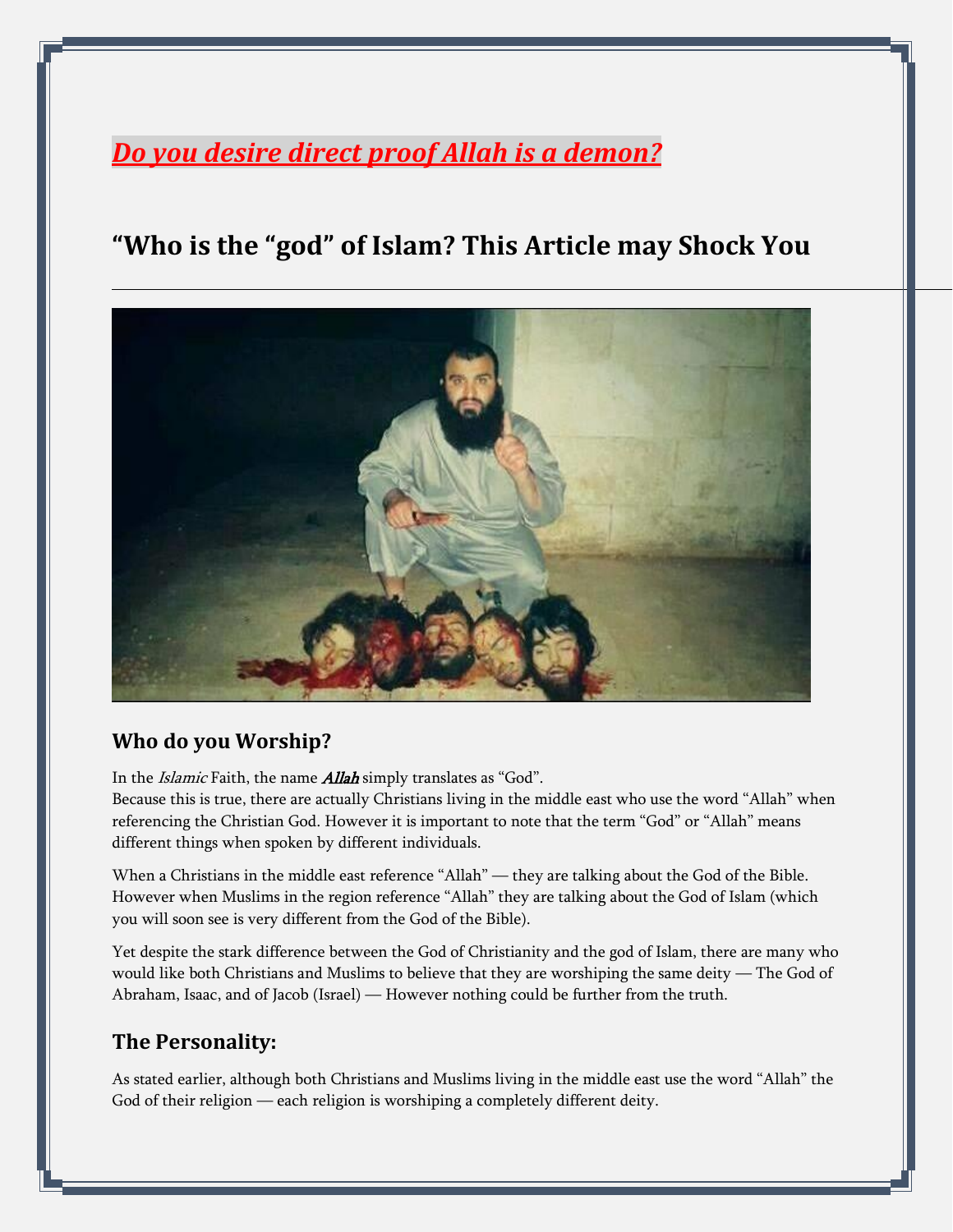## *Do you desire direct proof Allah is a demon?*

# "Who is the "god" of Islam? This Article may Shock You

### Who do you Worship?

In the *Islamic* Faith, the name ***Allah*** simply translates as "God".
Because this is true, there are actually Christians living in the middle east who use the word "Allah" when referencing the Christian God. However it is important to note that the term "God" or "Allah" means different things when spoken by different individuals.

When a Christians in the middle east reference "Allah" — they are talking about the God of the Bible. However when Muslims in the region reference "Allah" they are talking about the God of Islam (which you will soon see is very different from the God of the Bible).

Yet despite the stark difference between the God of Christianity and the god of Islam, there are many who would like both Christians and Muslims to believe that they are worshiping the same deity — The God of Abraham, Isaac, and of Jacob (Israel) — However nothing could be further from the truth.

### The Personality:

As stated earlier, although both Christians and Muslims living in the middle east use the word "Allah" the God of their religion — each religion is worshiping a completely different deity.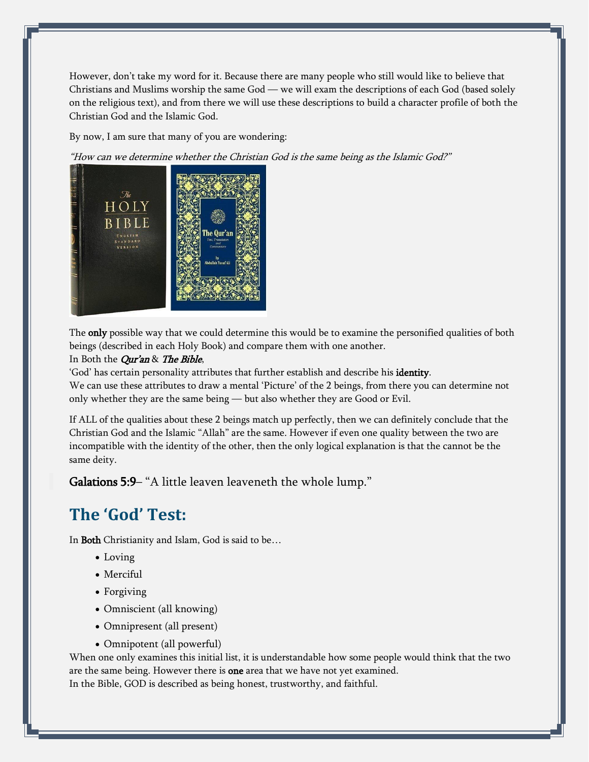However, don't take my word for it. Because there are many people who still would like to believe that Christians and Muslims worship the same God — we will exam the descriptions of each God (based solely on the religious text), and from there we will use these descriptions to build a character profile of both the Christian God and the Islamic God.

By now, I am sure that many of you are wondering:

*"How can we determine whether the Christian God is the same being as the Islamic God?"*

The **only** possible way that we could determine this would be to examine the personified qualities of both beings (described in each Holy Book) and compare them with one another.
In Both the ***Qur'an*** & ***The Bible***,
'God' has certain personality attributes that further establish and describe his **identity**.
We can use these attributes to draw a mental 'Picture' of the 2 beings, from there you can determine not only whether they are the same being — but also whether they are Good or Evil.

If ALL of the qualities about these 2 beings match up perfectly, then we can definitely conclude that the Christian God and the Islamic "Allah" are the same. However if even one quality between the two are incompatible with the identity of the other, then the only logical explanation is that the cannot be the same deity.

> **Galatians 5:9**– "A little leaven leaveneth the whole lump."

## The 'God' Test:

In **Both** Christianity and Islam, God is said to be…

- Loving
- Merciful
- Forgiving
- Omniscient (all knowing)
- Omnipresent (all present)
- Omnipotent (all powerful)

When one only examines this initial list, it is understandable how some people would think that the two are the same being. However there is **one** area that we have not yet examined.
In the Bible, GOD is described as being honest, trustworthy, and faithful.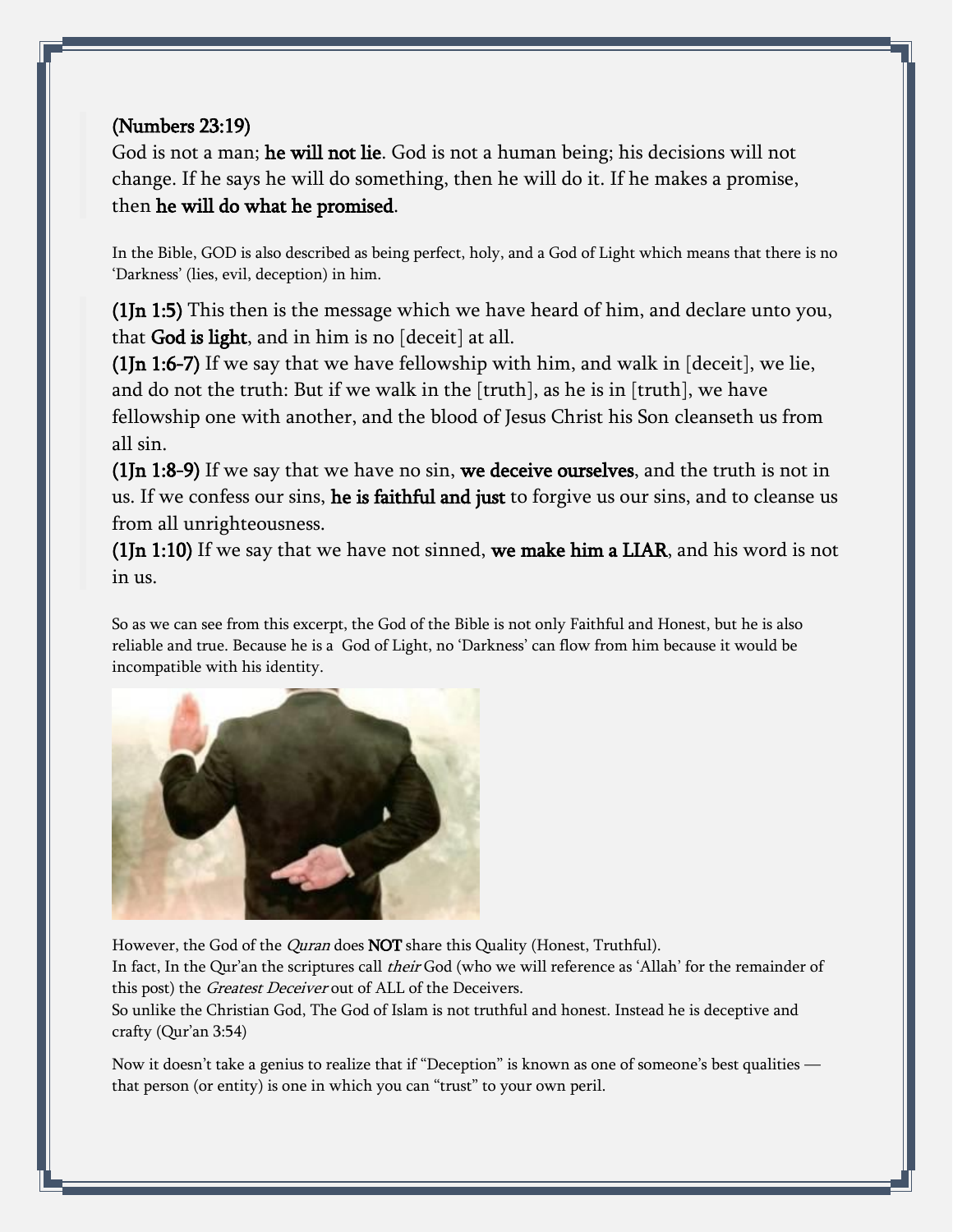**(Numbers 23:19)**
God is not a man; **he will not lie**. God is not a human being; his decisions will not change. If he says he will do something, then he will do it. If he makes a promise, then **he will do what he promised**.

In the Bible, GOD is also described as being perfect, holy, and a God of Light which means that there is no 'Darkness' (lies, evil, deception) in him.

**(1Jn 1:5)** This then is the message which we have heard of him, and declare unto you, that **God is light**, and in him is no [deceit] at all.
**(1Jn 1:6-7)** If we say that we have fellowship with him, and walk in [deceit], we lie, and do not the truth: But if we walk in the [truth], as he is in [truth], we have fellowship one with another, and the blood of Jesus Christ his Son cleanseth us from all sin.
**(1Jn 1:8-9)** If we say that we have no sin, **we deceive ourselves**, and the truth is not in us. If we confess our sins, **he is faithful and just** to forgive us our sins, and to cleanse us from all unrighteousness.
**(1Jn 1:10)** If we say that we have not sinned, **we make him a LIAR**, and his word is not in us.

So as we can see from this excerpt, the God of the Bible is not only Faithful and Honest, but he is also reliable and true. Because he is a God of Light, no 'Darkness' can flow from him because it would be incompatible with his identity.

However, the God of the *Quran* does **NOT** share this Quality (Honest, Truthful).
In fact, In the Qur'an the scriptures call *their* God (who we will reference as 'Allah' for the remainder of this post) the *Greatest Deceiver* out of ALL of the Deceivers.
So unlike the Christian God, The God of Islam is not truthful and honest. Instead he is deceptive and crafty (Qur'an 3:54)

Now it doesn't take a genius to realize that if "Deception" is known as one of someone's best qualities — that person (or entity) is one in which you can "trust" to your own peril.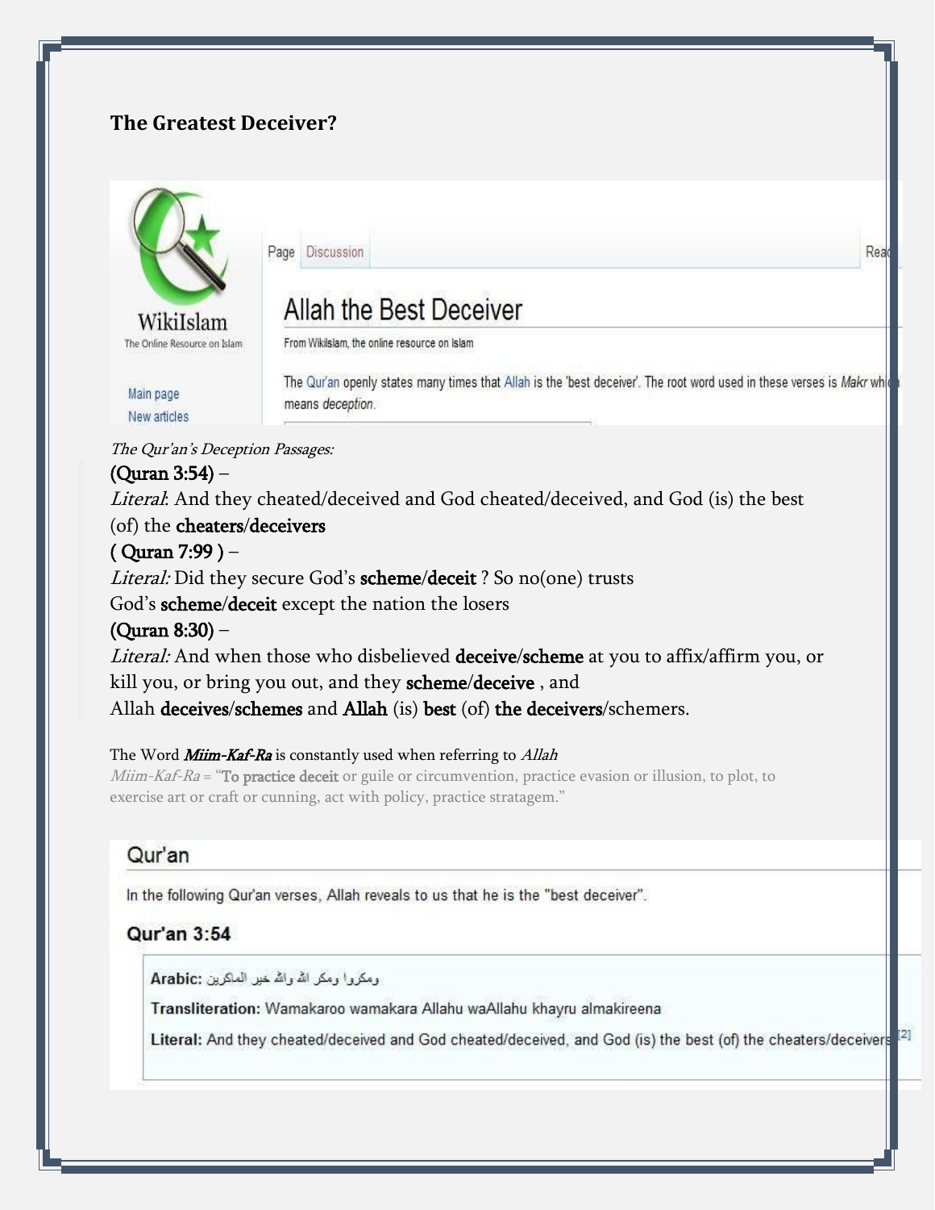### The Greatest Deceiver?

WikiIslam

The Online Resource on Islam

Main page

New articles

Page Discussion Read

## Allah the Best Deceiver

From WikiIslam, the online resource on Islam

The Qur'an openly states many times that Allah is the 'best deceiver'. The root word used in these verses is *Makr* which means *deception*.

*The Qur'an's Deception Passages:*

**(Quran 3:54)** –

*Literal*: And they cheated/deceived and God cheated/deceived, and God (is) the best (of) the **cheaters/deceivers**

**( Quran 7:99 )** –

*Literal:* Did they secure God's **scheme/deceit** ? So no(one) trusts God's **scheme/deceit** except the nation the losers

**(Quran 8:30)** –

*Literal:* And when those who disbelieved **deceive/scheme** at you to affix/affirm you, or kill you, or bring you out, and they **scheme/deceive** , and Allah **deceives/schemes** and **Allah** (is) **best** (of) **the deceivers**/schemers.

The Word ***Miim-Kaf-Ra*** is constantly used when referring to *Allah*

*Miim-Kaf-Ra* = "**To practice deceit** or guile or circumvention, practice evasion or illusion, to plot, to exercise art or craft or cunning, act with policy, practice stratagem."

## Qur'an

In the following Qur'an verses, Allah reveals to us that he is the "best deceiver".

### Qur'an 3:54

**Arabic:** ومكروا ومكر الله والله خير الماكرين

**Transliteration:** Wamakaroo wamakara Allahu waAllahu khayru almakireena

**Literal:** And they cheated/deceived and God cheated/deceived, and God (is) the best (of) the cheaters/deceivers[2]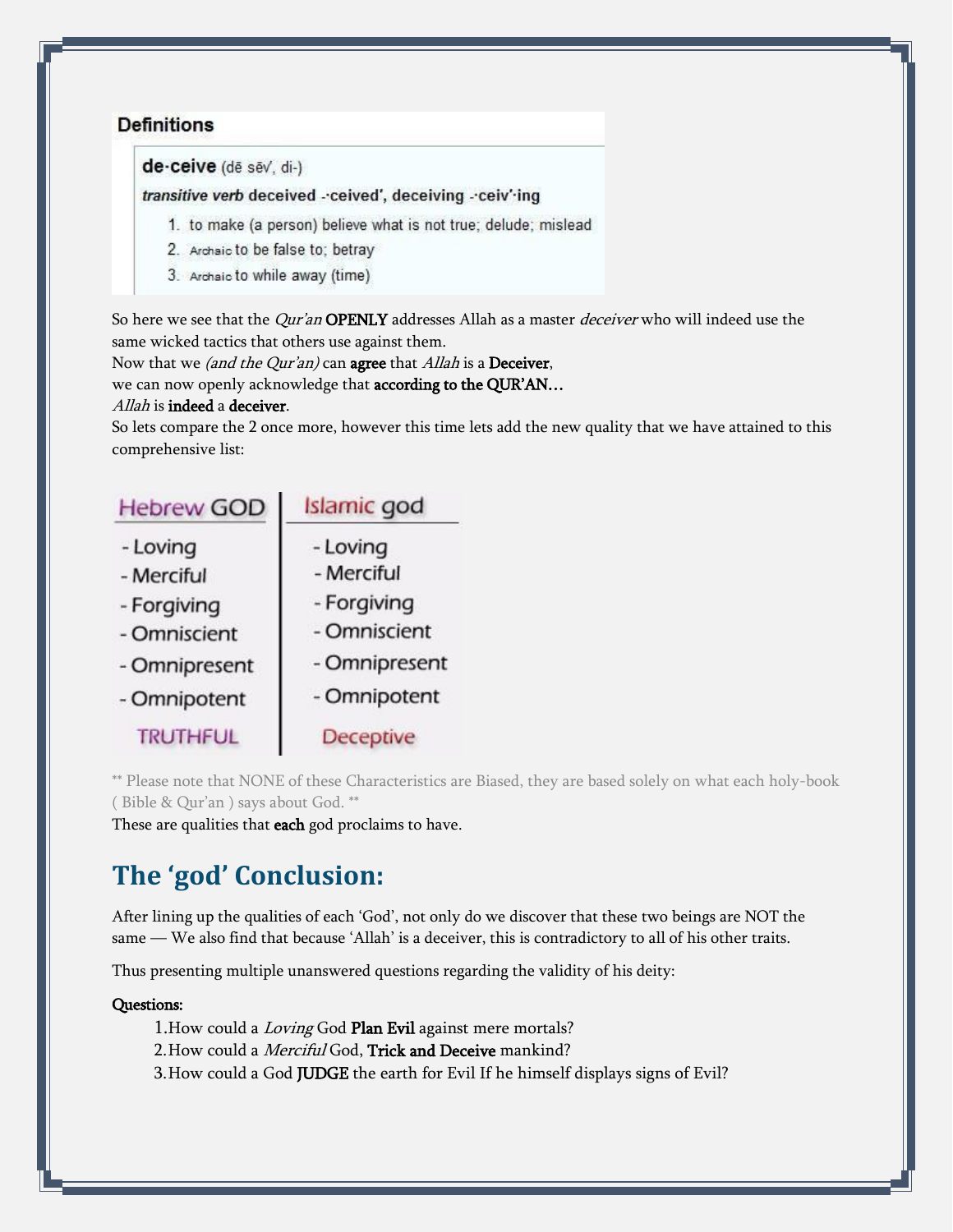**Definitions**

**de·ceive** (dē sēv', di-)

***transitive verb*** **deceived -·ceived', deceiving -·ceiv'·ing**

1. to make (a person) believe what is not true; delude; mislead
2. Archaic to be false to; betray
3. Archaic to while away (time)

So here we see that the *Qur'an* **OPENLY** addresses Allah as a master *deceiver* who will indeed use the same wicked tactics that others use against them.
Now that we *(and the Qur'an)* can **agree** that *Allah* is a **Deceiver**,
we can now openly acknowledge that **according to the QUR'AN…**
*Allah* is **indeed** a **deceiver**.
So lets compare the 2 once more, however this time lets add the new quality that we have attained to this comprehensive list:

| Hebrew GOD | Islamic god |
|---|---|
| - Loving | - Loving |
| - Merciful | - Merciful |
| - Forgiving | - Forgiving |
| - Omniscient | - Omniscient |
| - Omnipresent | - Omnipresent |
| - Omnipotent | - Omnipotent |
| TRUTHFUL | Deceptive |

** Please note that NONE of these Characteristics are Biased, they are based solely on what each holy-book ( Bible & Qur'an ) says about God. **

These are qualities that **each** god proclaims to have.

## The 'god' Conclusion:

After lining up the qualities of each 'God', not only do we discover that these two beings are NOT the same — We also find that because 'Allah' is a deceiver, this is contradictory to all of his other traits.

Thus presenting multiple unanswered questions regarding the validity of his deity:

**Questions:**

1. How could a *Loving* God **Plan Evil** against mere mortals?
2. How could a *Merciful* God, **Trick and Deceive** mankind?
3. How could a God **JUDGE** the earth for Evil If he himself displays signs of Evil?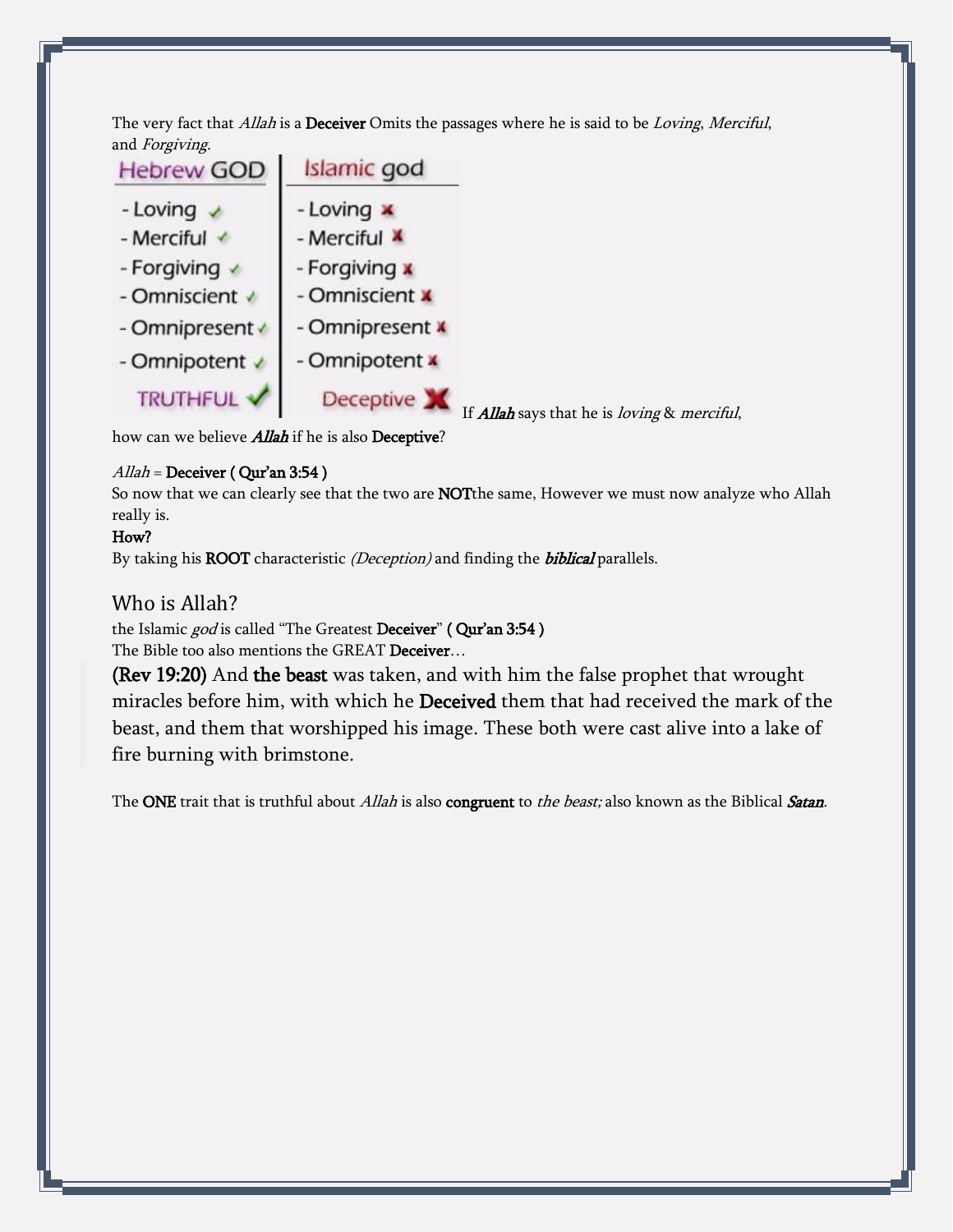The very fact that *Allah* is a **Deceiver** Omits the passages where he is said to be *Loving*, *Merciful*, and *Forgiving*.

| Hebrew GOD | Islamic god |
| --- | --- |
| - Loving ✓ | - Loving ✗ |
| - Merciful ✓ | - Merciful ✗ |
| - Forgiving ✓ | - Forgiving ✗ |
| - Omniscient ✓ | - Omniscient ✗ |
| - Omnipresent ✓ | - Omnipresent ✗ |
| - Omnipotent ✓ | - Omnipotent ✗ |
| TRUTHFUL ✓ | Deceptive ✗ |

If ***Allah*** says that he is *loving* & *merciful*, how can we believe ***Allah*** if he is also **Deceptive**?

*Allah* = **Deceiver ( Qur'an 3:54 )**
So now that we can clearly see that the two are **NOT**the same, However we must now analyze who Allah really is.
**How?**
By taking his **ROOT** characteristic *(Deception)* and finding the ***biblical*** parallels.

## Who is Allah?

the Islamic *god* is called "The Greatest **Deceiver**" **( Qur'an 3:54 )**
The Bible too also mentions the GREAT **Deceiver**…

> **(Rev 19:20)** And **the beast** was taken, and with him the false prophet that wrought miracles before him, with which he **Deceived** them that had received the mark of the beast, and them that worshipped his image. These both were cast alive into a lake of fire burning with brimstone.

The **ONE** trait that is truthful about *Allah* is also **congruent** to *the beast;* also known as the Biblical ***Satan***.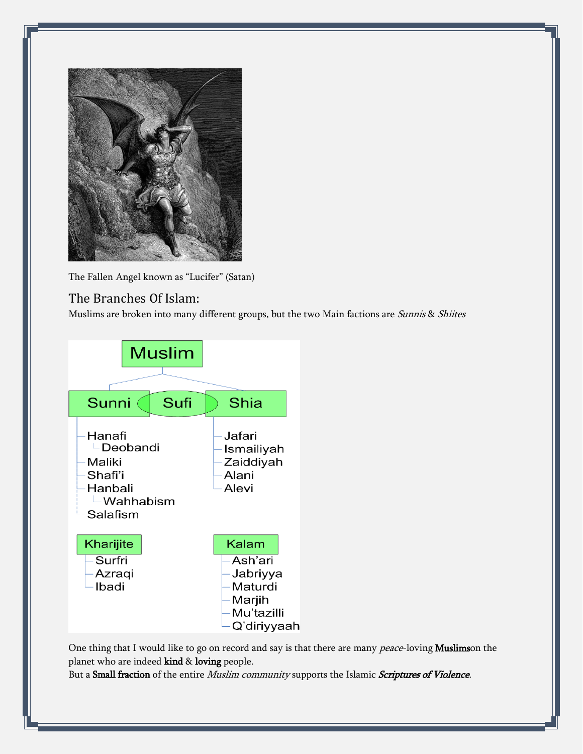The Fallen Angel known as "Lucifer" (Satan)

## The Branches Of Islam:

Muslims are broken into many different groups, but the two Main factions are *Sunnis* & *Shiites*

Muslim

Sunni

Sufi

Shia

Hanafi

Deobandi

Maliki

Shafi'i

Hanbali

Wahhabism

Salafism

Jafari

Ismailiyah

Zaiddiyah

Alani

Alevi

Kharijite

Surfri

Azraqi

Ibadi

Kalam

Ash'ari

Jabriyya

Maturdi

Marjih

Mu'tazilli

Q'diriyyaah

One thing that I would like to go on record and say is that there are many *peace*-loving **Muslims**on the planet who are indeed **kind** & **loving** people.
But a **Small fraction** of the entire *Muslim community* supports the Islamic ***Scriptures of Violence***.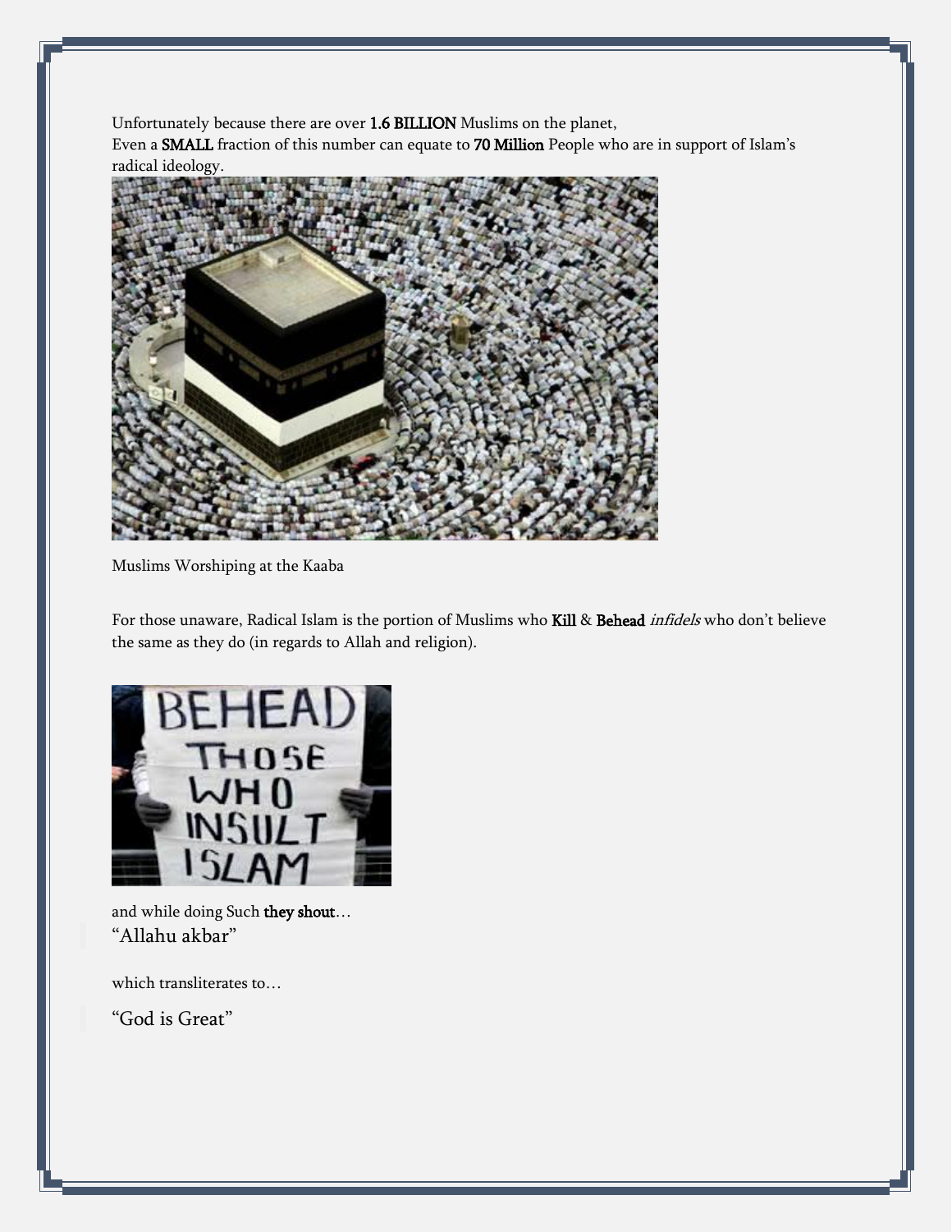Unfortunately because there are over **1.6 BILLION** Muslims on the planet,
Even a **SMALL** fraction of this number can equate to **70 Million** People who are in support of Islam's radical ideology.

Muslims Worshiping at the Kaaba

For those unaware, Radical Islam is the portion of Muslims who **Kill** & **Behead** *infidels* who don't believe the same as they do (in regards to Allah and religion).

and while doing Such **they shout**…

"Allahu akbar"

which transliterates to…

"God is Great"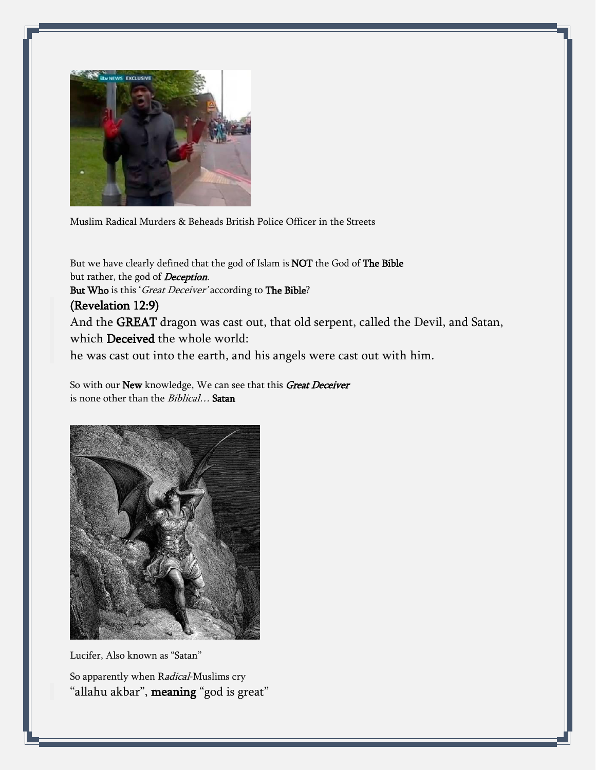Muslim Radical Murders & Beheads British Police Officer in the Streets

But we have clearly defined that the god of Islam is **NOT** the God of **The Bible**
but rather, the god of ***Deception***.
**But Who** is this '*Great Deceiver'* according to **The Bible**?

**(Revelation 12:9)**

And the **GREAT** dragon was cast out, that old serpent, called the Devil, and Satan, which **Deceived** the whole world:
he was cast out into the earth, and his angels were cast out with him.

So with our **New** knowledge, We can see that this ***Great Deceiver***
is none other than the *Biblical…* **Satan**

Lucifer, Also known as "Satan"

So apparently when R*adical*-Muslims cry
"allahu akbar", **meaning** "god is great"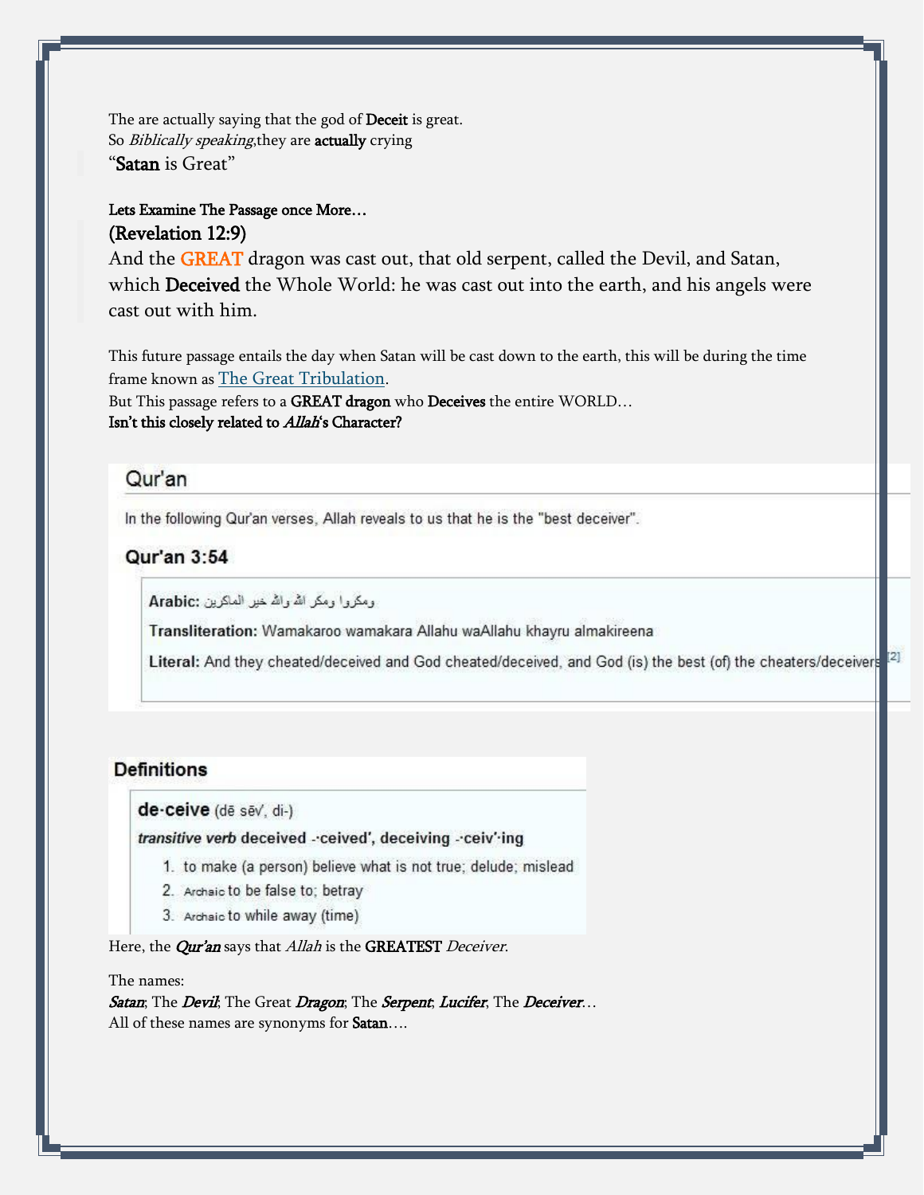The are actually saying that the god of **Deceit** is great.
So *Biblically speaking*,they are **actually** crying
"**Satan** is Great"

**Lets Examine The Passage once More…**
**(Revelation 12:9)**
And the GREAT dragon was cast out, that old serpent, called the Devil, and Satan, which **Deceived** the Whole World: he was cast out into the earth, and his angels were cast out with him.

This future passage entails the day when Satan will be cast down to the earth, this will be during the time frame known as The Great Tribulation.
But This passage refers to a **GREAT dragon** who **Deceives** the entire WORLD…
**Isn't this closely related to *Allah*'s Character?**

## Qur'an

In the following Qur'an verses, Allah reveals to us that he is the "best deceiver".

### Qur'an 3:54

**Arabic:** ومكروا ومكر الله والله خير الماكرين

**Transliteration:** Wamakaroo wamakara Allahu waAllahu khayru almakireena

**Literal:** And they cheated/deceived and God cheated/deceived, and God (is) the best (of) the cheaters/deceivers[2]

### Definitions

**de·ceive** (dē sēv′, di-)

***transitive verb*** **deceived** -·ceived′, **deceiving** -·ceiv′·ing

1. to make (a person) believe what is not true; delude; mislead
2. Archaic to be false to; betray
3. Archaic to while away (time)

Here, the ***Qur'an*** says that *Allah* is the **GREATEST** *Deceiver*.

The names:
***Satan***; The ***Devil***; The Great ***Dragon***; The ***Serpent***; ***Lucifer***, The ***Deceiver***…
All of these names are synonyms for **Satan**….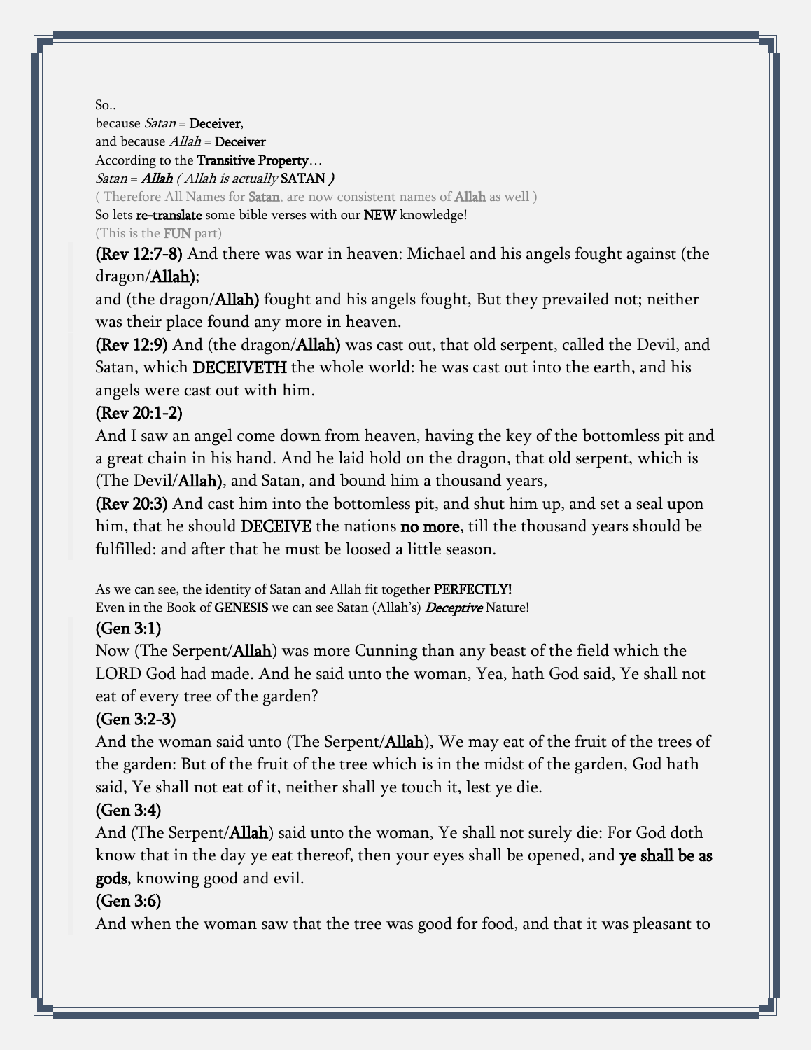So..
because *Satan* = **Deceiver**,
and because *Allah* = **Deceiver**
According to the **Transitive Property**…
*Satan* = ***Allah*** *( Allah is actually* **SATAN** *)*
( Therefore All Names for **Satan**, are now consistent names of **Allah** as well )
So lets **re-translate** some bible verses with our **NEW** knowledge!
(This is the **FUN** part)

> **(Rev 12:7-8)** And there was war in heaven: Michael and his angels fought against (the dragon/**Allah**);
> and (the dragon/**Allah**) fought and his angels fought, But they prevailed not; neither was their place found any more in heaven.
> **(Rev 12:9)** And (the dragon/**Allah**) was cast out, that old serpent, called the Devil, and Satan, which **DECEIVETH** the whole world: he was cast out into the earth, and his angels were cast out with him.
> **(Rev 20:1-2)**
> And I saw an angel come down from heaven, having the key of the bottomless pit and a great chain in his hand. And he laid hold on the dragon, that old serpent, which is (The Devil/**Allah**), and Satan, and bound him a thousand years,
> **(Rev 20:3)** And cast him into the bottomless pit, and shut him up, and set a seal upon him, that he should **DECEIVE** the nations **no more**, till the thousand years should be fulfilled: and after that he must be loosed a little season.

As we can see, the identity of Satan and Allah fit together **PERFECTLY!**
Even in the Book of **GENESIS** we can see Satan (Allah's) ***Deceptive*** Nature!

> **(Gen 3:1)**
> Now (The Serpent/**Allah**) was more Cunning than any beast of the field which the LORD God had made. And he said unto the woman, Yea, hath God said, Ye shall not eat of every tree of the garden?
> **(Gen 3:2-3)**
> And the woman said unto (The Serpent/**Allah**), We may eat of the fruit of the trees of the garden: But of the fruit of the tree which is in the midst of the garden, God hath said, Ye shall not eat of it, neither shall ye touch it, lest ye die.
> **(Gen 3:4)**
> And (The Serpent/**Allah**) said unto the woman, Ye shall not surely die: For God doth know that in the day ye eat thereof, then your eyes shall be opened, and **ye shall be as gods**, knowing good and evil.
> **(Gen 3:6)**
> And when the woman saw that the tree was good for food, and that it was pleasant to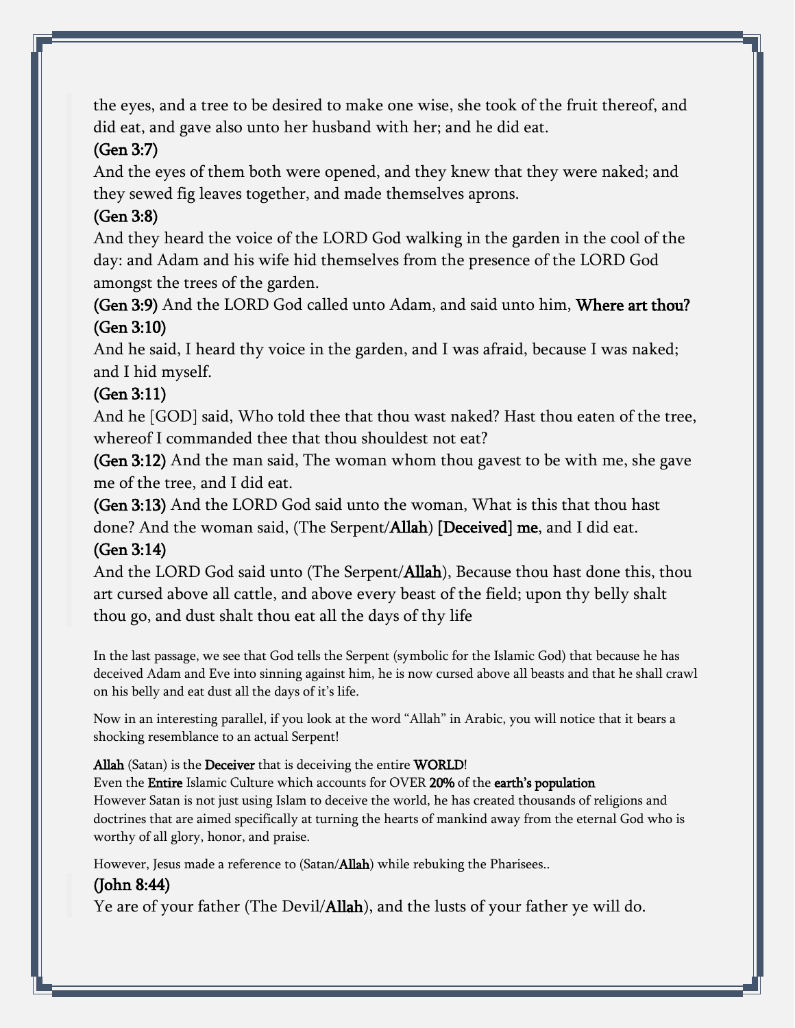the eyes, and a tree to be desired to make one wise, she took of the fruit thereof, and did eat, and gave also unto her husband with her; and he did eat.

**(Gen 3:7)**
And the eyes of them both were opened, and they knew that they were naked; and they sewed fig leaves together, and made themselves aprons.

**(Gen 3:8)**
And they heard the voice of the LORD God walking in the garden in the cool of the day: and Adam and his wife hid themselves from the presence of the LORD God amongst the trees of the garden.

**(Gen 3:9)** And the LORD God called unto Adam, and said unto him, **Where art thou?**

**(Gen 3:10)**
And he said, I heard thy voice in the garden, and I was afraid, because I was naked; and I hid myself.

**(Gen 3:11)**
And he [GOD] said, Who told thee that thou wast naked? Hast thou eaten of the tree, whereof I commanded thee that thou shouldest not eat?

**(Gen 3:12)** And the man said, The woman whom thou gavest to be with me, she gave me of the tree, and I did eat.

**(Gen 3:13)** And the LORD God said unto the woman, What is this that thou hast done? And the woman said, (The Serpent/**Allah**) **[Deceived] me**, and I did eat.

**(Gen 3:14)**
And the LORD God said unto (The Serpent/**Allah**), Because thou hast done this, thou art cursed above all cattle, and above every beast of the field; upon thy belly shalt thou go, and dust shalt thou eat all the days of thy life

In the last passage, we see that God tells the Serpent (symbolic for the Islamic God) that because he has deceived Adam and Eve into sinning against him, he is now cursed above all beasts and that he shall crawl on his belly and eat dust all the days of it's life.

Now in an interesting parallel, if you look at the word "Allah" in Arabic, you will notice that it bears a shocking resemblance to an actual Serpent!

**Allah** (Satan) is the **Deceiver** that is deceiving the entire **WORLD**!
Even the **Entire** Islamic Culture which accounts for OVER **20%** of the **earth's population**
However Satan is not just using Islam to deceive the world, he has created thousands of religions and doctrines that are aimed specifically at turning the hearts of mankind away from the eternal God who is worthy of all glory, honor, and praise.

However, Jesus made a reference to (Satan/**Allah**) while rebuking the Pharisees..

**(John 8:44)**
Ye are of your father (The Devil/**Allah**), and the lusts of your father ye will do.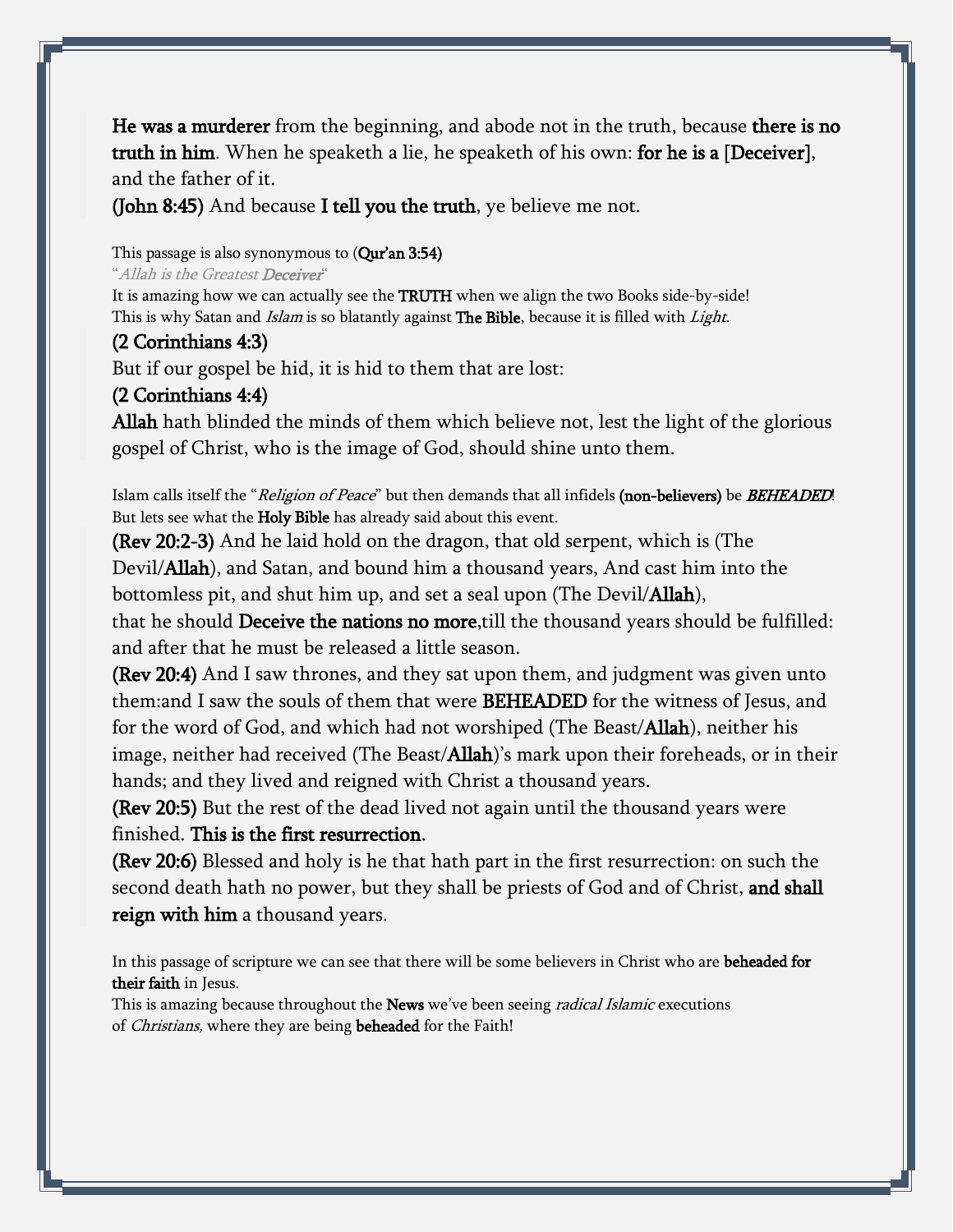**He was a murderer** from the beginning, and abode not in the truth, because **there is no truth in him**. When he speaketh a lie, he speaketh of his own: **for he is a [Deceiver]**, and the father of it.
**(John 8:45)** And because **I tell you the truth**, ye believe me not.

This passage is also synonymous to (**Qur'an 3:54)**
"*Allah is the Greatest* ***Deceiver***"
It is amazing how we can actually see the **TRUTH** when we align the two Books side-by-side!
This is why Satan and *Islam* is so blatantly against **The Bible**, because it is filled with *Light*.

**(2 Corinthians 4:3)**
But if our gospel be hid, it is hid to them that are lost:
**(2 Corinthians 4:4)**
**Allah** hath blinded the minds of them which believe not, lest the light of the glorious gospel of Christ, who is the image of God, should shine unto them.

Islam calls itself the "*Religion of Peace*" but then demands that all infidels **(non-believers)** be ***BEHEADED***!
But lets see what the **Holy Bible** has already said about this event.

**(Rev 20:2-3)** And he laid hold on the dragon, that old serpent, which is (The Devil/**Allah**), and Satan, and bound him a thousand years, And cast him into the bottomless pit, and shut him up, and set a seal upon (The Devil/**Allah**), that he should **Deceive the nations no more**,till the thousand years should be fulfilled: and after that he must be released a little season.
**(Rev 20:4)** And I saw thrones, and they sat upon them, and judgment was given unto them:and I saw the souls of them that were **BEHEADED** for the witness of Jesus, and for the word of God, and which had not worshiped (The Beast/**Allah**), neither his image, neither had received (The Beast/**Allah**)'s mark upon their foreheads, or in their hands; and they lived and reigned with Christ a thousand years.
**(Rev 20:5)** But the rest of the dead lived not again until the thousand years were finished. **This is the first resurrection**.
**(Rev 20:6)** Blessed and holy is he that hath part in the first resurrection: on such the second death hath no power, but they shall be priests of God and of Christ, **and shall reign with him** a thousand years.

In this passage of scripture we can see that there will be some believers in Christ who are **beheaded for their faith** in Jesus.
This is amazing because throughout the **News** we've been seeing *radical Islamic* executions of *Christians,* where they are being **beheaded** for the Faith!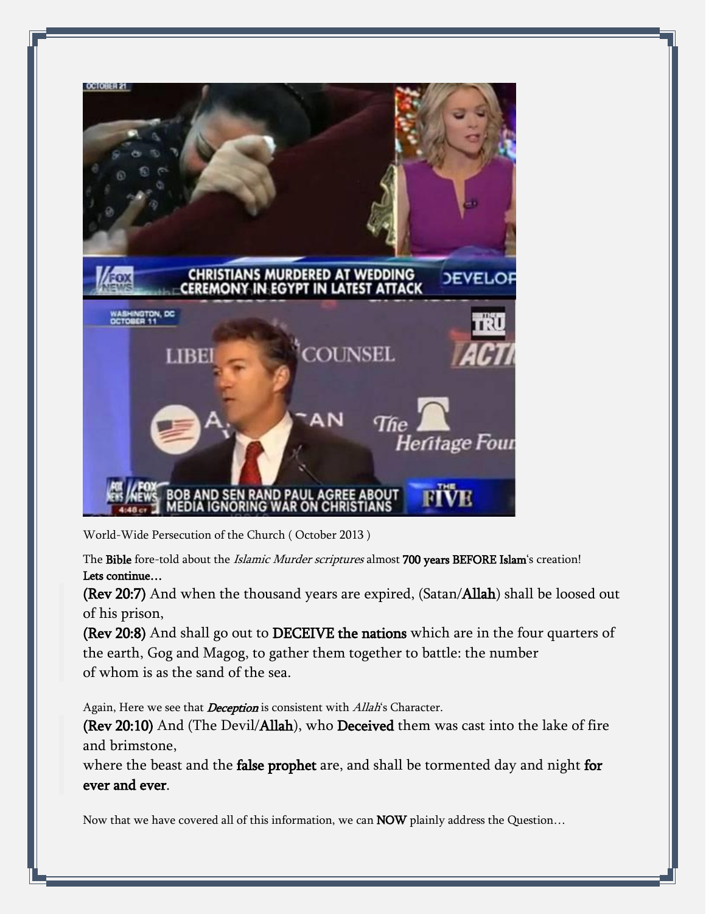World-Wide Persecution of the Church ( October 2013 )

The **Bible** fore-told about the *Islamic Murder scriptures* almost **700 years BEFORE Islam**'s creation!
**Lets continue…**

> **(Rev 20:7)** And when the thousand years are expired, (Satan/**Allah**) shall be loosed out of his prison,
> **(Rev 20:8)** And shall go out to **DECEIVE the nations** which are in the four quarters of the earth, Gog and Magog, to gather them together to battle: the number of whom is as the sand of the sea.

Again, Here we see that ***Deception*** is consistent with *Allah*'s Character.

> **(Rev 20:10)** And (The Devil/**Allah**), who **Deceived** them was cast into the lake of fire and brimstone,
> where the beast and the **false prophet** are, and shall be tormented day and night **for ever and ever**.

Now that we have covered all of this information, we can **NOW** plainly address the Question…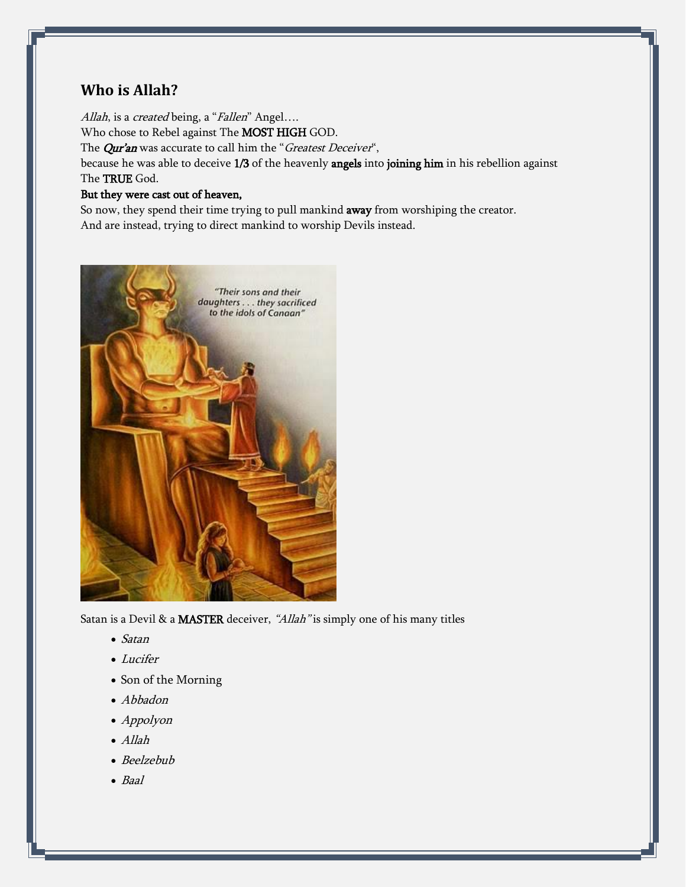## Who is Allah?

*Allah*, is a *created* being, a "*Fallen*" Angel….
Who chose to Rebel against The MOST HIGH GOD.
The ***Qur'an*** was accurate to call him the "*Greatest Deceiver*",
because he was able to deceive **1/3** of the heavenly **angels** into **joining him** in his rebellion against The TRUE God.
**But they were cast out of heaven,**
So now, they spend their time trying to pull mankind **away** from worshiping the creator.
And are instead, trying to direct mankind to worship Devils instead.

Satan is a Devil & a MASTER deceiver, *"Allah"* is simply one of his many titles

- *Satan*
- *Lucifer*
- Son of the Morning
- *Abbadon*
- *Appolyon*
- *Allah*
- *Beelzebub*
- *Baal*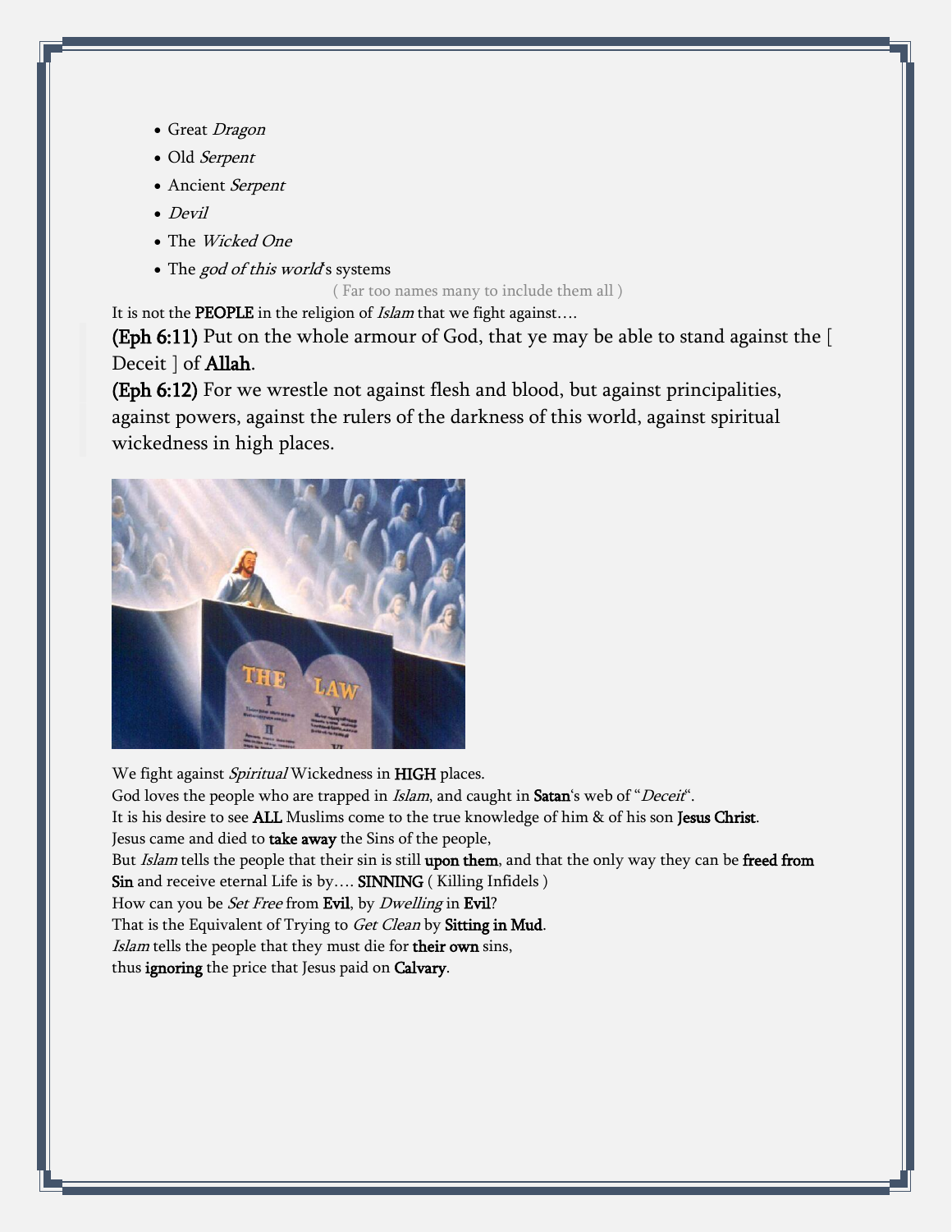- Great *Dragon*
- Old *Serpent*
- Ancient *Serpent*
- *Devil*
- The *Wicked One*
- The *god of this world*'s systems

( Far too names many to include them all )

It is not the **PEOPLE** in the religion of *Islam* that we fight against….

> **(Eph 6:11)** Put on the whole armour of God, that ye may be able to stand against the [ Deceit ] of **Allah**.
>
> **(Eph 6:12)** For we wrestle not against flesh and blood, but against principalities, against powers, against the rulers of the darkness of this world, against spiritual wickedness in high places.

We fight against *Spiritual* Wickedness in **HIGH** places.
God loves the people who are trapped in *Islam*, and caught in **Satan**'s web of "*Deceit*".
It is his desire to see **ALL** Muslims come to the true knowledge of him & of his son **Jesus Christ**.
Jesus came and died to **take away** the Sins of the people,
But *Islam* tells the people that their sin is still **upon them**, and that the only way they can be **freed from Sin** and receive eternal Life is by…. **SINNING** ( Killing Infidels )
How can you be *Set Free* from **Evil**, by *Dwelling* in **Evil**?
That is the Equivalent of Trying to *Get Clean* by **Sitting in Mud**.
*Islam* tells the people that they must die for **their own** sins,
thus **ignoring** the price that Jesus paid on **Calvary**.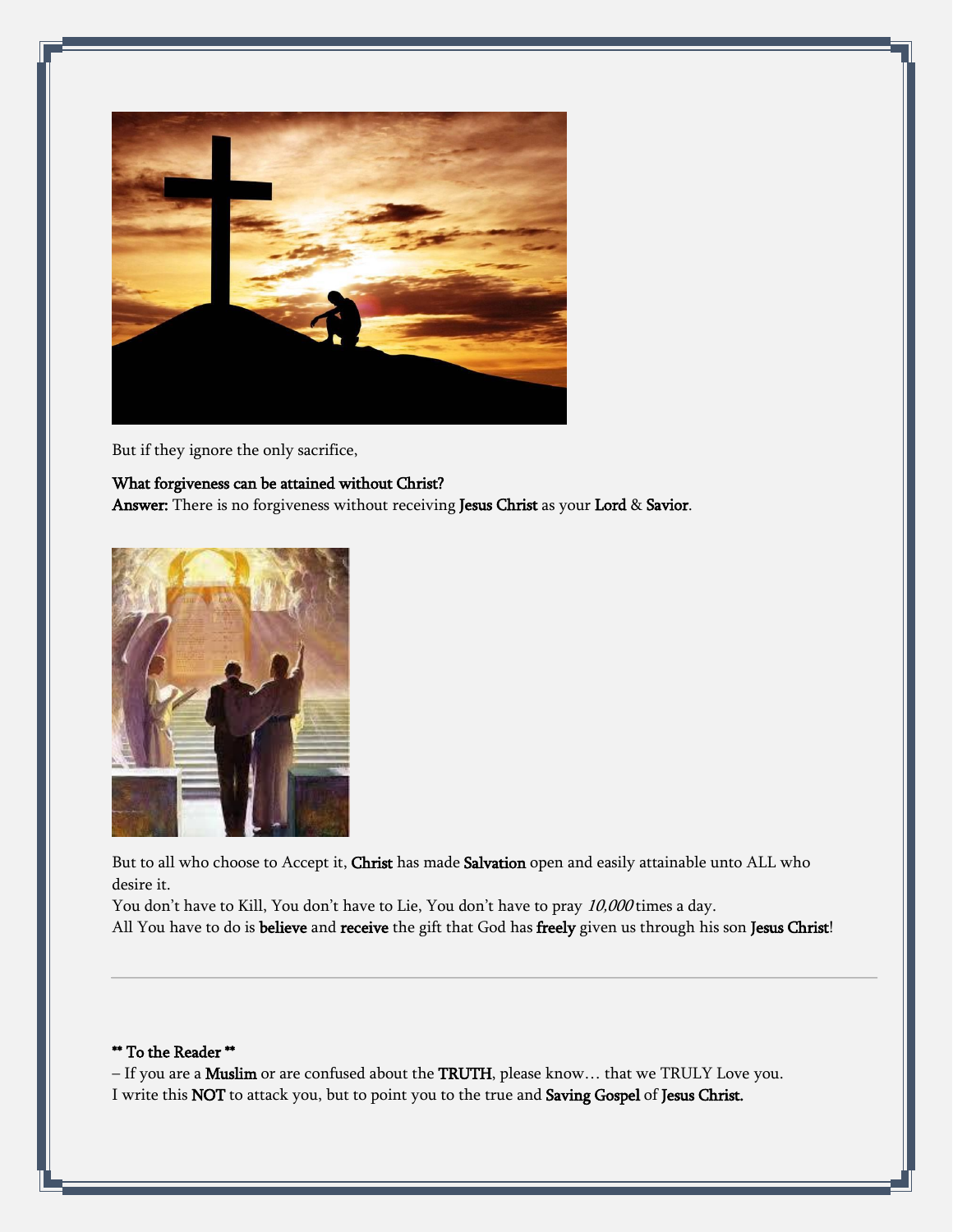But if they ignore the only sacrifice,

**What forgiveness can be attained without Christ?**
**Answer:** There is no forgiveness without receiving **Jesus Christ** as your **Lord** & **Savior**.

But to all who choose to Accept it, **Christ** has made **Salvation** open and easily attainable unto ALL who desire it.
You don't have to Kill, You don't have to Lie, You don't have to pray *10,000* times a day.
All You have to do is **believe** and **receive** the gift that God has **freely** given us through his son **Jesus Christ**!

---

**** To the Reader ****
– If you are a **Muslim** or are confused about the **TRUTH**, please know… that we TRULY Love you.
I write this **NOT** to attack you, but to point you to the true and **Saving Gospel** of **Jesus Christ.**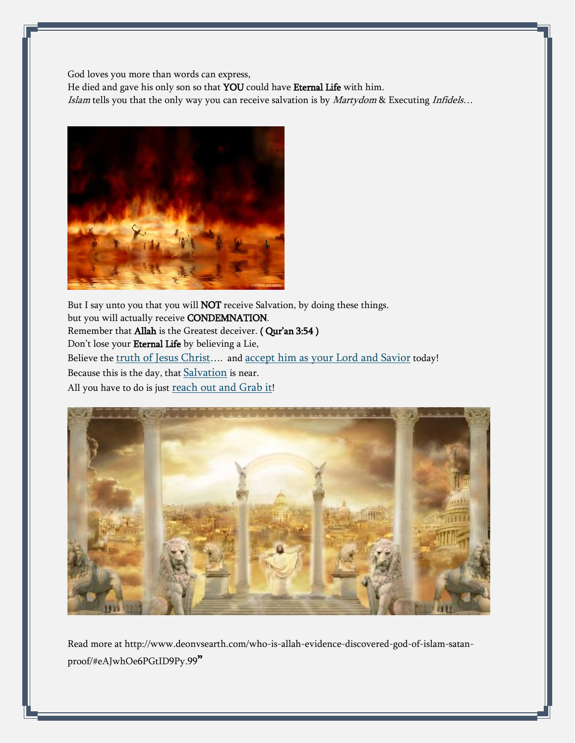God loves you more than words can express,
He died and gave his only son so that **YOU** could have **Eternal Life** with him.
*Islam* tells you that the only way you can receive salvation is by *Martydom* & Executing *Infidels*…

But I say unto you that you will **NOT** receive Salvation, by doing these things.
but you will actually receive **CONDEMNATION**.
Remember that **Allah** is the Greatest deceiver. **( Qur'an 3:54 )**
Don't lose your **Eternal Life** by believing a Lie,
Believe the truth of Jesus Christ…. and accept him as your Lord and Savior today!
Because this is the day, that Salvation is near.
All you have to do is just reach out and Grab it!

Read more at http://www.deonvsearth.com/who-is-allah-evidence-discovered-god-of-islam-satan-proof/#eAJwhOe6PGtID9Py.99"